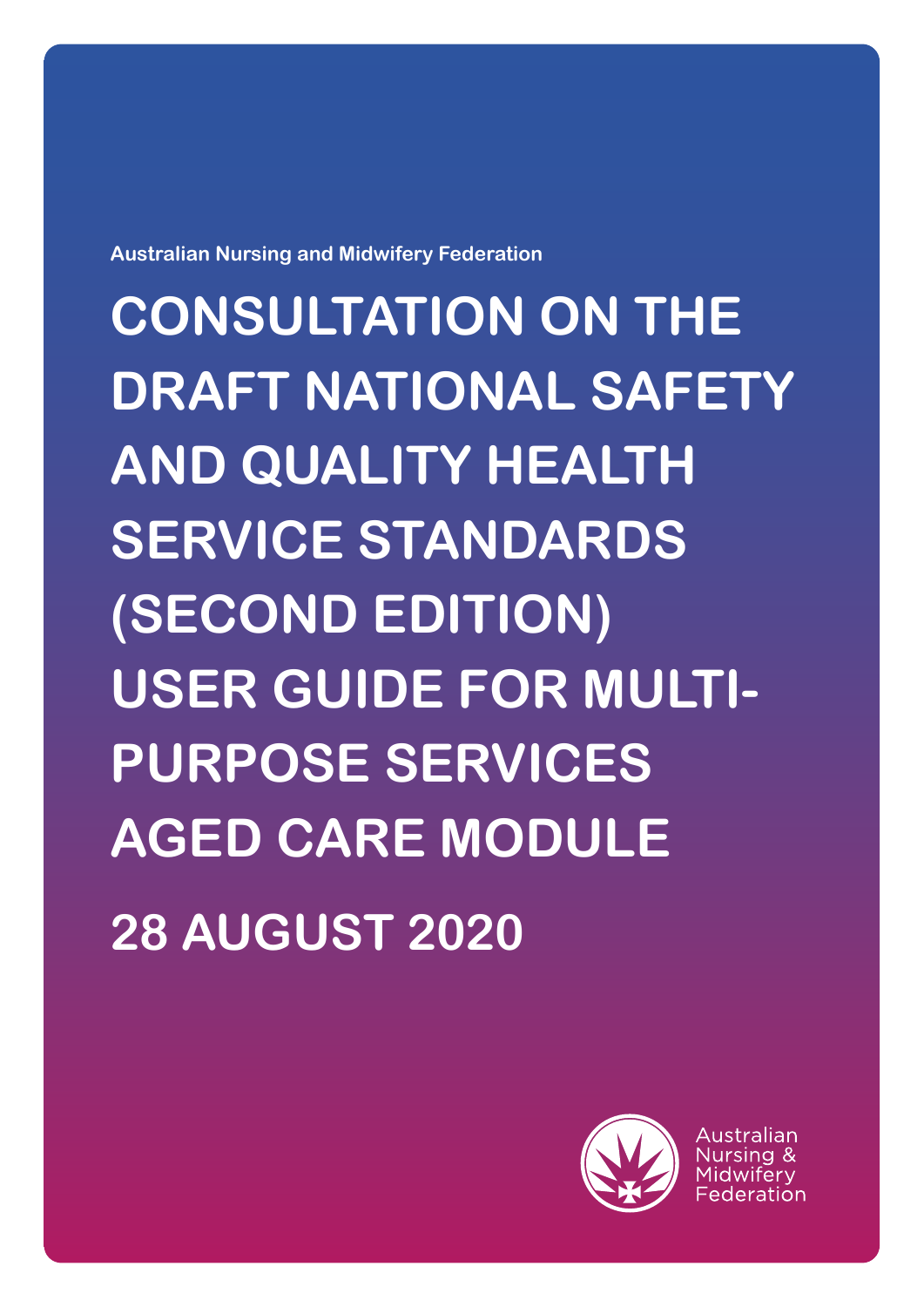Australian Nursing and Midwifery Federation

# CONSULTATION ON THE DRAFT NATIONAL SAFETY AND QUALITY HEALTH SERVICE STANDARDS (SECOND EDITION) USER GUIDE FOR MULTI-PURPOSE SERVICES AGED CARE MODULE

## 28 AUGUST 2020

Australian Nursing & Midwifery Federation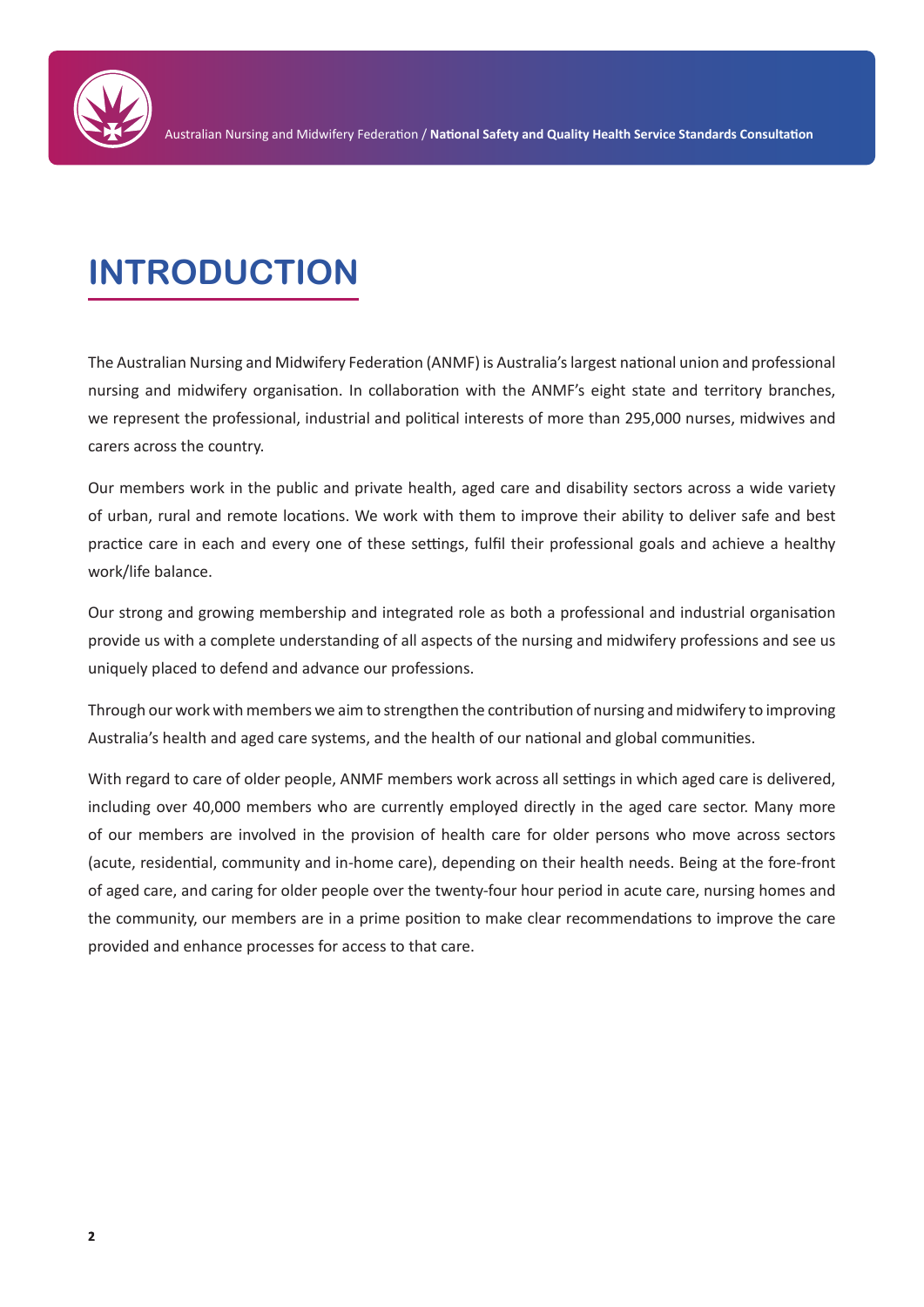# INTRODUCTION

The Australian Nursing and Midwifery Federation (ANMF) is Australia's largest national union and professional nursing and midwifery organisation. In collaboration with the ANMF's eight state and territory branches, we represent the professional, industrial and political interests of more than 295,000 nurses, midwives and carers across the country.

Our members work in the public and private health, aged care and disability sectors across a wide variety of urban, rural and remote locations. We work with them to improve their ability to deliver safe and best practice care in each and every one of these settings, fulfil their professional goals and achieve a healthy work/life balance.

Our strong and growing membership and integrated role as both a professional and industrial organisation provide us with a complete understanding of all aspects of the nursing and midwifery professions and see us uniquely placed to defend and advance our professions.

Through our work with members we aim to strengthen the contribution of nursing and midwifery to improving Australia's health and aged care systems, and the health of our national and global communities.

With regard to care of older people, ANMF members work across all settings in which aged care is delivered, including over 40,000 members who are currently employed directly in the aged care sector. Many more of our members are involved in the provision of health care for older persons who move across sectors (acute, residential, community and in-home care), depending on their health needs. Being at the fore-front of aged care, and caring for older people over the twenty-four hour period in acute care, nursing homes and the community, our members are in a prime position to make clear recommendations to improve the care provided and enhance processes for access to that care.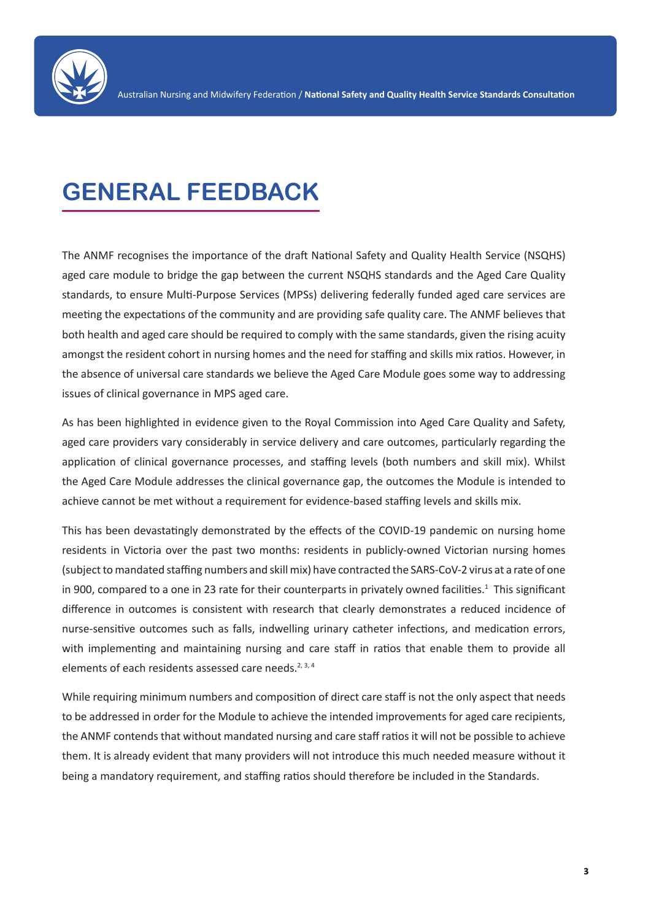# GENERAL FEEDBACK

The ANMF recognises the importance of the draft National Safety and Quality Health Service (NSQHS) aged care module to bridge the gap between the current NSQHS standards and the Aged Care Quality standards, to ensure Multi-Purpose Services (MPSs) delivering federally funded aged care services are meeting the expectations of the community and are providing safe quality care. The ANMF believes that both health and aged care should be required to comply with the same standards, given the rising acuity amongst the resident cohort in nursing homes and the need for staffing and skills mix ratios. However, in the absence of universal care standards we believe the Aged Care Module goes some way to addressing issues of clinical governance in MPS aged care.

As has been highlighted in evidence given to the Royal Commission into Aged Care Quality and Safety, aged care providers vary considerably in service delivery and care outcomes, particularly regarding the application of clinical governance processes, and staffing levels (both numbers and skill mix). Whilst the Aged Care Module addresses the clinical governance gap, the outcomes the Module is intended to achieve cannot be met without a requirement for evidence-based staffing levels and skills mix.

This has been devastatingly demonstrated by the effects of the COVID-19 pandemic on nursing home residents in Victoria over the past two months: residents in publicly-owned Victorian nursing homes (subject to mandated staffing numbers and skill mix) have contracted the SARS-CoV-2 virus at a rate of one in 900, compared to a one in 23 rate for their counterparts in privately owned facilities.[1] This significant difference in outcomes is consistent with research that clearly demonstrates a reduced incidence of nurse-sensitive outcomes such as falls, indwelling urinary catheter infections, and medication errors, with implementing and maintaining nursing and care staff in ratios that enable them to provide all elements of each residents assessed care needs.[2, 3, 4]

While requiring minimum numbers and composition of direct care staff is not the only aspect that needs to be addressed in order for the Module to achieve the intended improvements for aged care recipients, the ANMF contends that without mandated nursing and care staff ratios it will not be possible to achieve them. It is already evident that many providers will not introduce this much needed measure without it being a mandatory requirement, and staffing ratios should therefore be included in the Standards.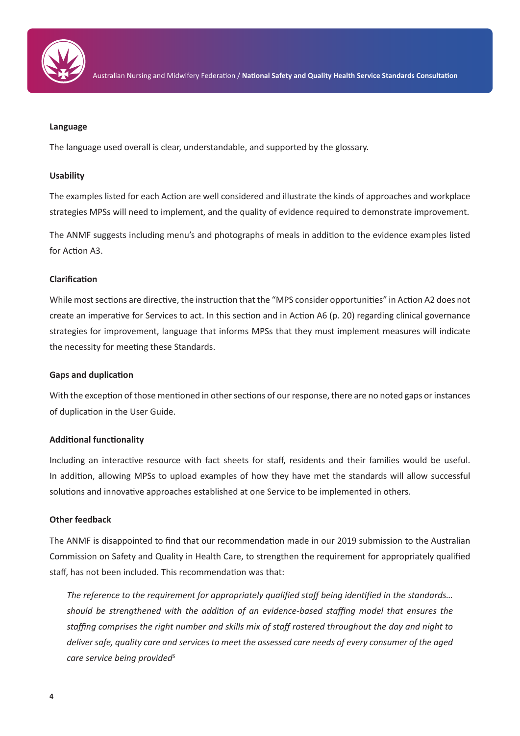**Language**

The language used overall is clear, understandable, and supported by the glossary.

**Usability**

The examples listed for each Action are well considered and illustrate the kinds of approaches and workplace strategies MPSs will need to implement, and the quality of evidence required to demonstrate improvement.

The ANMF suggests including menu's and photographs of meals in addition to the evidence examples listed for Action A3.

**Clarification**

While most sections are directive, the instruction that the "MPS consider opportunities" in Action A2 does not create an imperative for Services to act. In this section and in Action A6 (p. 20) regarding clinical governance strategies for improvement, language that informs MPSs that they must implement measures will indicate the necessity for meeting these Standards.

**Gaps and duplication**

With the exception of those mentioned in other sections of our response, there are no noted gaps or instances of duplication in the User Guide.

**Additional functionality**

Including an interactive resource with fact sheets for staff, residents and their families would be useful. In addition, allowing MPSs to upload examples of how they have met the standards will allow successful solutions and innovative approaches established at one Service to be implemented in others.

**Other feedback**

The ANMF is disappointed to find that our recommendation made in our 2019 submission to the Australian Commission on Safety and Quality in Health Care, to strengthen the requirement for appropriately qualified staff, has not been included. This recommendation was that:

> *The reference to the requirement for appropriately qualified staff being identified in the standards… should be strengthened with the addition of an evidence-based staffing model that ensures the staffing comprises the right number and skills mix of staff rostered throughout the day and night to deliver safe, quality care and services to meet the assessed care needs of every consumer of the aged care service being provided*[5]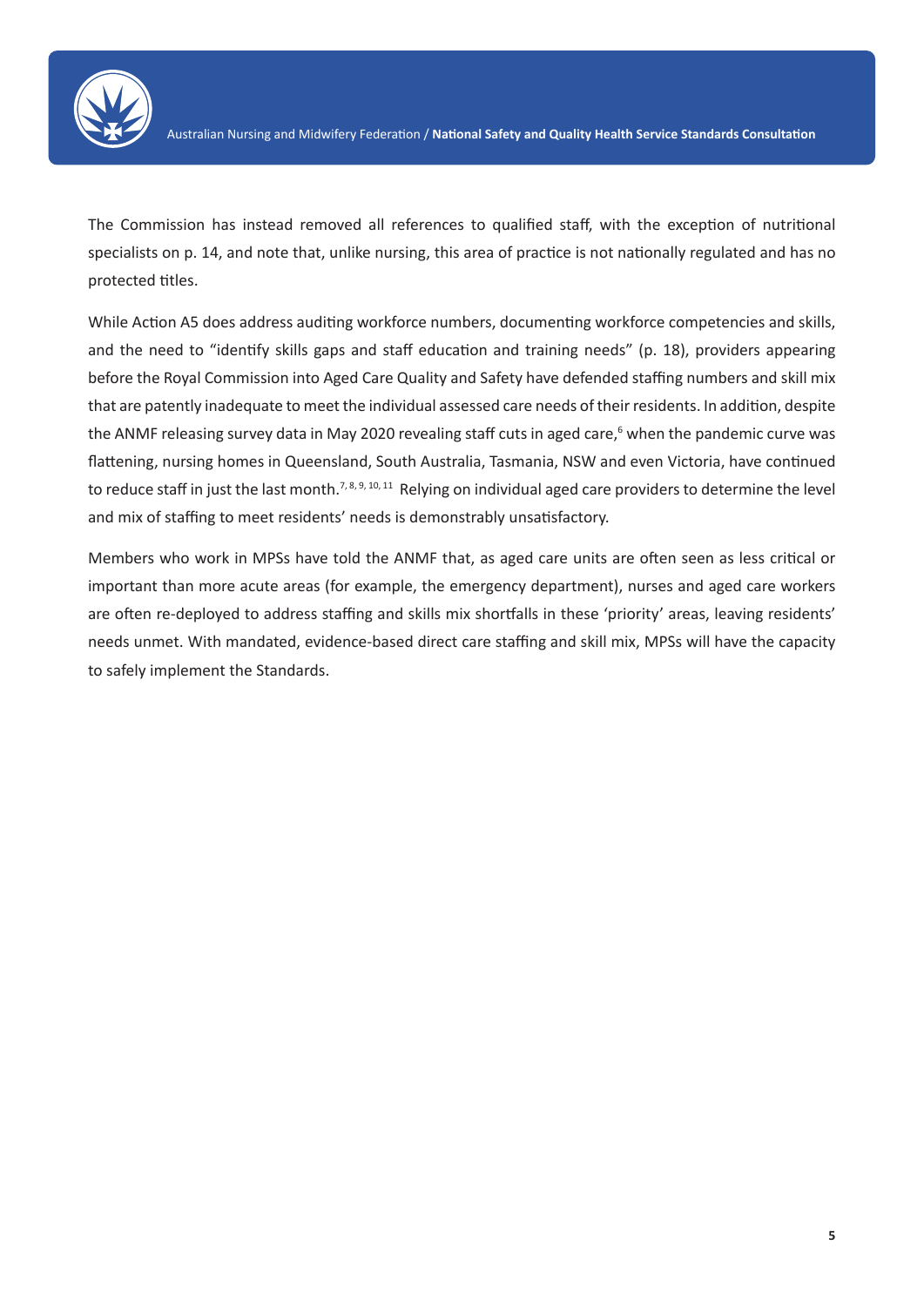The Commission has instead removed all references to qualified staff, with the exception of nutritional specialists on p. 14, and note that, unlike nursing, this area of practice is not nationally regulated and has no protected titles.

While Action A5 does address auditing workforce numbers, documenting workforce competencies and skills, and the need to "identify skills gaps and staff education and training needs" (p. 18), providers appearing before the Royal Commission into Aged Care Quality and Safety have defended staffing numbers and skill mix that are patently inadequate to meet the individual assessed care needs of their residents. In addition, despite the ANMF releasing survey data in May 2020 revealing staff cuts in aged care,[6] when the pandemic curve was flattening, nursing homes in Queensland, South Australia, Tasmania, NSW and even Victoria, have continued to reduce staff in just the last month.[7, 8, 9, 10, 11] Relying on individual aged care providers to determine the level and mix of staffing to meet residents' needs is demonstrably unsatisfactory.

Members who work in MPSs have told the ANMF that, as aged care units are often seen as less critical or important than more acute areas (for example, the emergency department), nurses and aged care workers are often re-deployed to address staffing and skills mix shortfalls in these 'priority' areas, leaving residents' needs unmet. With mandated, evidence-based direct care staffing and skill mix, MPSs will have the capacity to safely implement the Standards.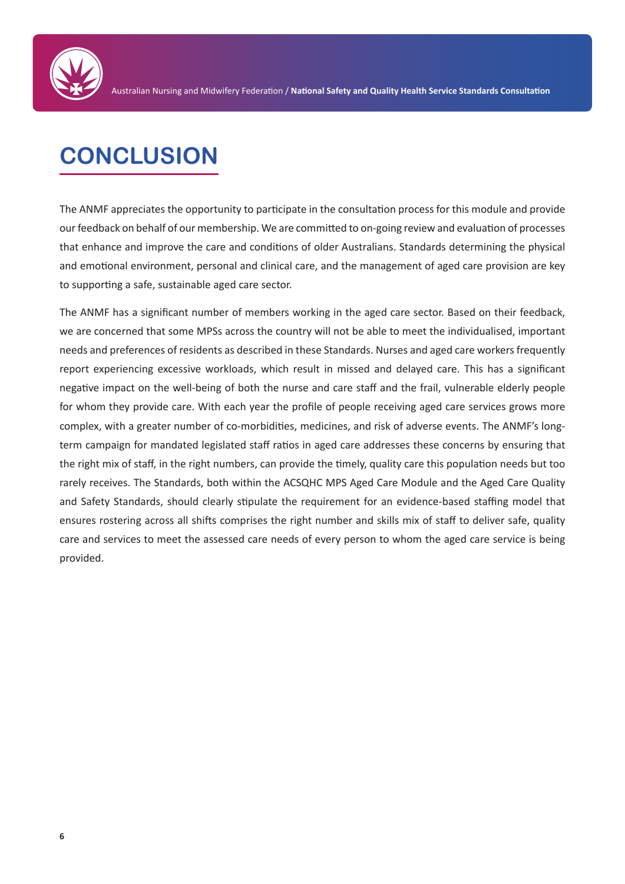# CONCLUSION

The ANMF appreciates the opportunity to participate in the consultation process for this module and provide our feedback on behalf of our membership. We are committed to on-going review and evaluation of processes that enhance and improve the care and conditions of older Australians. Standards determining the physical and emotional environment, personal and clinical care, and the management of aged care provision are key to supporting a safe, sustainable aged care sector.

The ANMF has a significant number of members working in the aged care sector. Based on their feedback, we are concerned that some MPSs across the country will not be able to meet the individualised, important needs and preferences of residents as described in these Standards. Nurses and aged care workers frequently report experiencing excessive workloads, which result in missed and delayed care. This has a significant negative impact on the well-being of both the nurse and care staff and the frail, vulnerable elderly people for whom they provide care. With each year the profile of people receiving aged care services grows more complex, with a greater number of co-morbidities, medicines, and risk of adverse events. The ANMF's long-term campaign for mandated legislated staff ratios in aged care addresses these concerns by ensuring that the right mix of staff, in the right numbers, can provide the timely, quality care this population needs but too rarely receives. The Standards, both within the ACSQHC MPS Aged Care Module and the Aged Care Quality and Safety Standards, should clearly stipulate the requirement for an evidence-based staffing model that ensures rostering across all shifts comprises the right number and skills mix of staff to deliver safe, quality care and services to meet the assessed care needs of every person to whom the aged care service is being provided.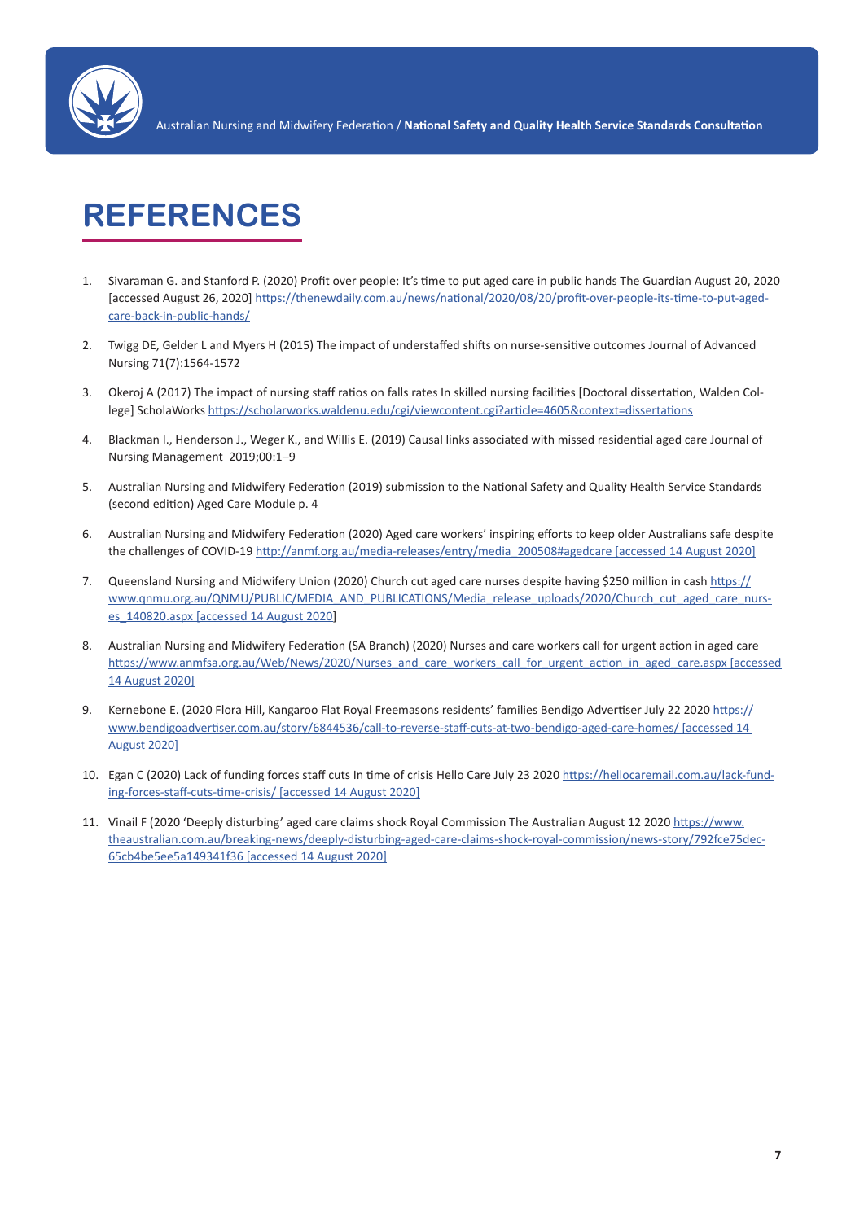# REFERENCES

1. Sivaraman G. and Stanford P. (2020) Profit over people: It's time to put aged care in public hands The Guardian August 20, 2020 [accessed August 26, 2020] https://thenewdaily.com.au/news/national/2020/08/20/profit-over-people-its-time-to-put-aged-care-back-in-public-hands/

2. Twigg DE, Gelder L and Myers H (2015) The impact of understaffed shifts on nurse-sensitive outcomes Journal of Advanced Nursing 71(7):1564-1572

3. Okeroj A (2017) The impact of nursing staff ratios on falls rates In skilled nursing facilities [Doctoral dissertation, Walden College] ScholaWorks https://scholarworks.waldenu.edu/cgi/viewcontent.cgi?article=4605&context=dissertations

4. Blackman I., Henderson J., Weger K., and Willis E. (2019) Causal links associated with missed residential aged care Journal of Nursing Management 2019;00:1–9

5. Australian Nursing and Midwifery Federation (2019) submission to the National Safety and Quality Health Service Standards (second edition) Aged Care Module p. 4

6. Australian Nursing and Midwifery Federation (2020) Aged care workers' inspiring efforts to keep older Australians safe despite the challenges of COVID-19 http://anmf.org.au/media-releases/entry/media_200508#agedcare [accessed 14 August 2020]

7. Queensland Nursing and Midwifery Union (2020) Church cut aged care nurses despite having $250 million in cash https://www.qnmu.org.au/QNMU/PUBLIC/MEDIA_AND_PUBLICATIONS/Media_release_uploads/2020/Church_cut_aged_care_nurses_140820.aspx [accessed 14 August 2020]

8. Australian Nursing and Midwifery Federation (SA Branch) (2020) Nurses and care workers call for urgent action in aged care https://www.anmfsa.org.au/Web/News/2020/Nurses_and_care_workers_call_for_urgent_action_in_aged_care.aspx [accessed 14 August 2020]

9. Kernebone E. (2020 Flora Hill, Kangaroo Flat Royal Freemasons residents' families Bendigo Advertiser July 22 2020 https://www.bendigoadvertiser.com.au/story/6844536/call-to-reverse-staff-cuts-at-two-bendigo-aged-care-homes/ [accessed 14 August 2020]

10. Egan C (2020) Lack of funding forces staff cuts In time of crisis Hello Care July 23 2020 https://hellocaremail.com.au/lack-funding-forces-staff-cuts-time-crisis/ [accessed 14 August 2020]

11. Vinail F (2020 'Deeply disturbing' aged care claims shock Royal Commission The Australian August 12 2020 https://www.theaustralian.com.au/breaking-news/deeply-disturbing-aged-care-claims-shock-royal-commission/news-story/792fce75dec65cb4be5ee5a149341f36 [accessed 14 August 2020]